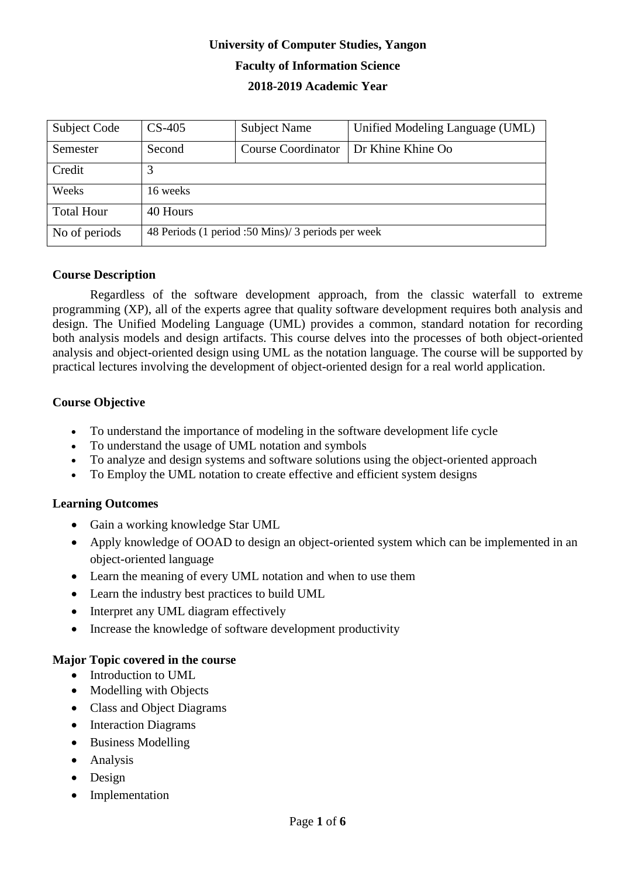**University of Computer Studies, Yangon**

**Faculty of Information Science**

**2018-2019 Academic Year**

| Subject Code | CS-405 | Subject Name | Unified Modeling Language (UML) |
|---|---|---|---|
| Semester | Second | Course Coordinator | Dr Khine Khine Oo |
| Credit | 3 | | |
| Weeks | 16 weeks | | |
| Total Hour | 40 Hours | | |
| No of periods | 48 Periods (1 period :50 Mins)/ 3 periods per week | | |

## Course Description

Regardless of the software development approach, from the classic waterfall to extreme programming (XP), all of the experts agree that quality software development requires both analysis and design. The Unified Modeling Language (UML) provides a common, standard notation for recording both analysis models and design artifacts. This course delves into the processes of both object-oriented analysis and object-oriented design using UML as the notation language. The course will be supported by practical lectures involving the development of object-oriented design for a real world application.

## Course Objective

- To understand the importance of modeling in the software development life cycle
- To understand the usage of UML notation and symbols
- To analyze and design systems and software solutions using the object-oriented approach
- To Employ the UML notation to create effective and efficient system designs

## Learning Outcomes

- Gain a working knowledge Star UML
- Apply knowledge of OOAD to design an object-oriented system which can be implemented in an object-oriented language
- Learn the meaning of every UML notation and when to use them
- Learn the industry best practices to build UML
- Interpret any UML diagram effectively
- Increase the knowledge of software development productivity

## Major Topic covered in the course

- Introduction to UML
- Modelling with Objects
- Class and Object Diagrams
- Interaction Diagrams
- Business Modelling
- Analysis
- Design
- Implementation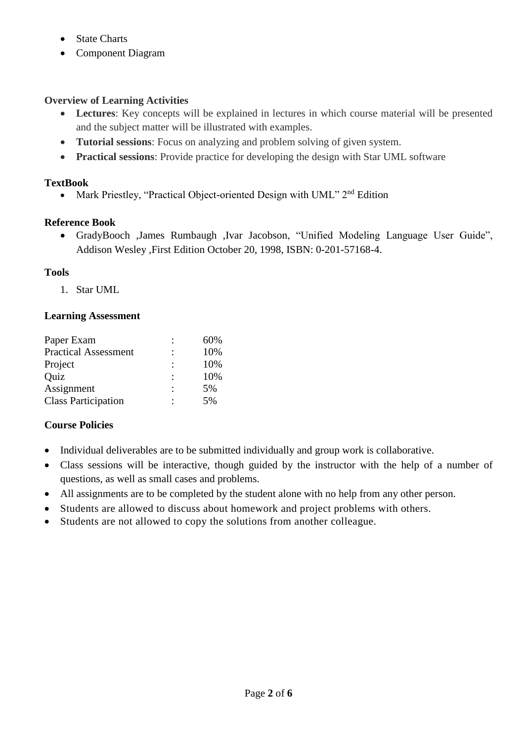- State Charts
- Component Diagram

**Overview of Learning Activities**

- **Lectures**: Key concepts will be explained in lectures in which course material will be presented and the subject matter will be illustrated with examples.
- **Tutorial sessions**: Focus on analyzing and problem solving of given system.
- **Practical sessions**: Provide practice for developing the design with Star UML software

**TextBook**

- Mark Priestley, "Practical Object-oriented Design with UML" 2nd Edition

**Reference Book**

- GradyBooch ,James Rumbaugh ,Ivar Jacobson, "Unified Modeling Language User Guide", Addison Wesley ,First Edition October 20, 1998, ISBN: 0-201-57168-4.

**Tools**

1. Star UML

**Learning Assessment**

| | | |
|---|---|---|
| Paper Exam | : | 60% |
| Practical Assessment | : | 10% |
| Project | : | 10% |
| Quiz | : | 10% |
| Assignment | : | 5% |
| Class Participation | : | 5% |

**Course Policies**

- Individual deliverables are to be submitted individually and group work is collaborative.
- Class sessions will be interactive, though guided by the instructor with the help of a number of questions, as well as small cases and problems.
- All assignments are to be completed by the student alone with no help from any other person.
- Students are allowed to discuss about homework and project problems with others.
- Students are not allowed to copy the solutions from another colleague.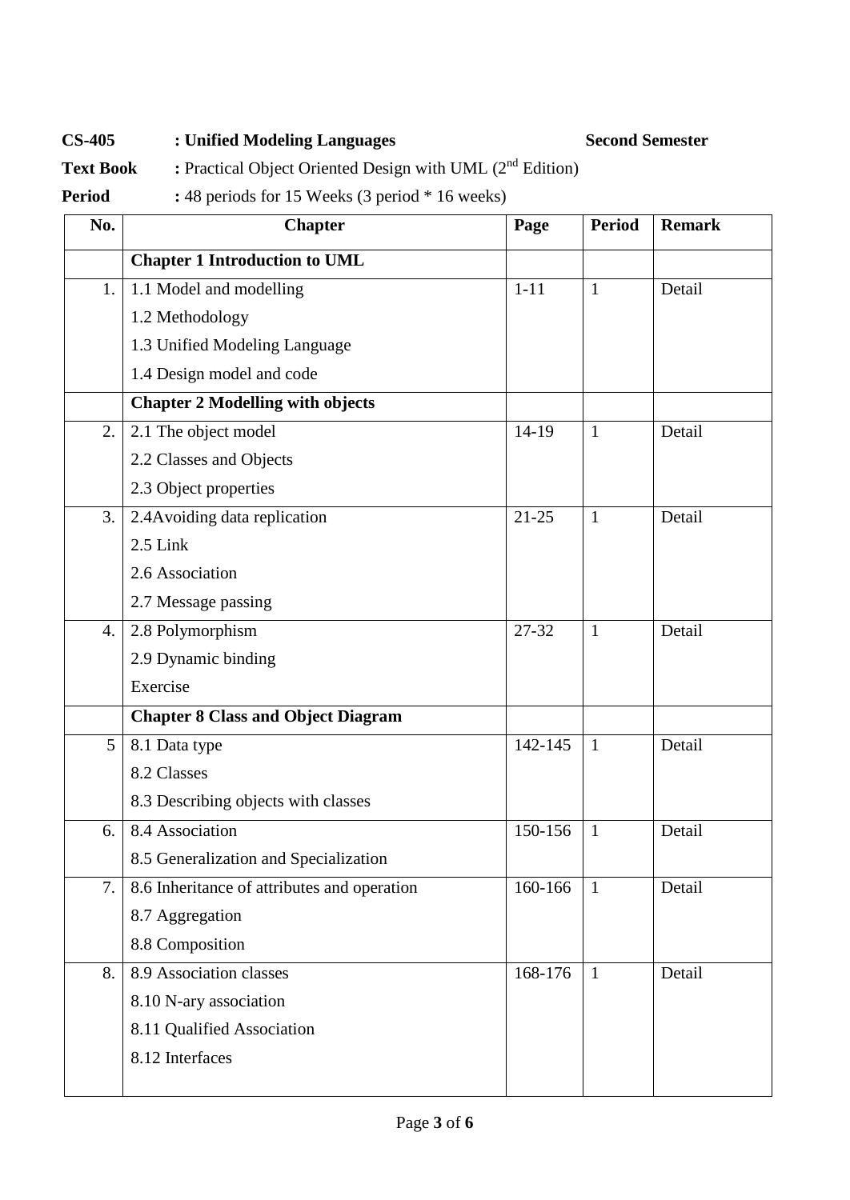**CS-405** **: Unified Modeling Languages** **Second Semester**

**Text Book** **:** Practical Object Oriented Design with UML (2nd Edition)

**Period** **:** 48 periods for 15 Weeks (3 period * 16 weeks)

| No. | Chapter | Page | Period | Remark |
|---|---|---|---|---|
| | **Chapter 1 Introduction to UML** | | | |
| 1. | 1.1 Model and modelling<br>1.2 Methodology<br>1.3 Unified Modeling Language<br>1.4 Design model and code | 1-11 | 1 | Detail |
| | **Chapter 2 Modelling with objects** | | | |
| 2. | 2.1 The object model<br>2.2 Classes and Objects<br>2.3 Object properties | 14-19 | 1 | Detail |
| 3. | 2.4Avoiding data replication<br>2.5 Link<br>2.6 Association<br>2.7 Message passing | 21-25 | 1 | Detail |
| 4. | 2.8 Polymorphism<br>2.9 Dynamic binding<br>Exercise | 27-32 | 1 | Detail |
| | **Chapter 8 Class and Object Diagram** | | | |
| 5 | 8.1 Data type<br>8.2 Classes<br>8.3 Describing objects with classes | 142-145 | 1 | Detail |
| 6. | 8.4 Association<br>8.5 Generalization and Specialization | 150-156 | 1 | Detail |
| 7. | 8.6 Inheritance of attributes and operation<br>8.7 Aggregation<br>8.8 Composition | 160-166 | 1 | Detail |
| 8. | 8.9 Association classes<br>8.10 N-ary association<br>8.11 Qualified Association<br>8.12 Interfaces | 168-176 | 1 | Detail |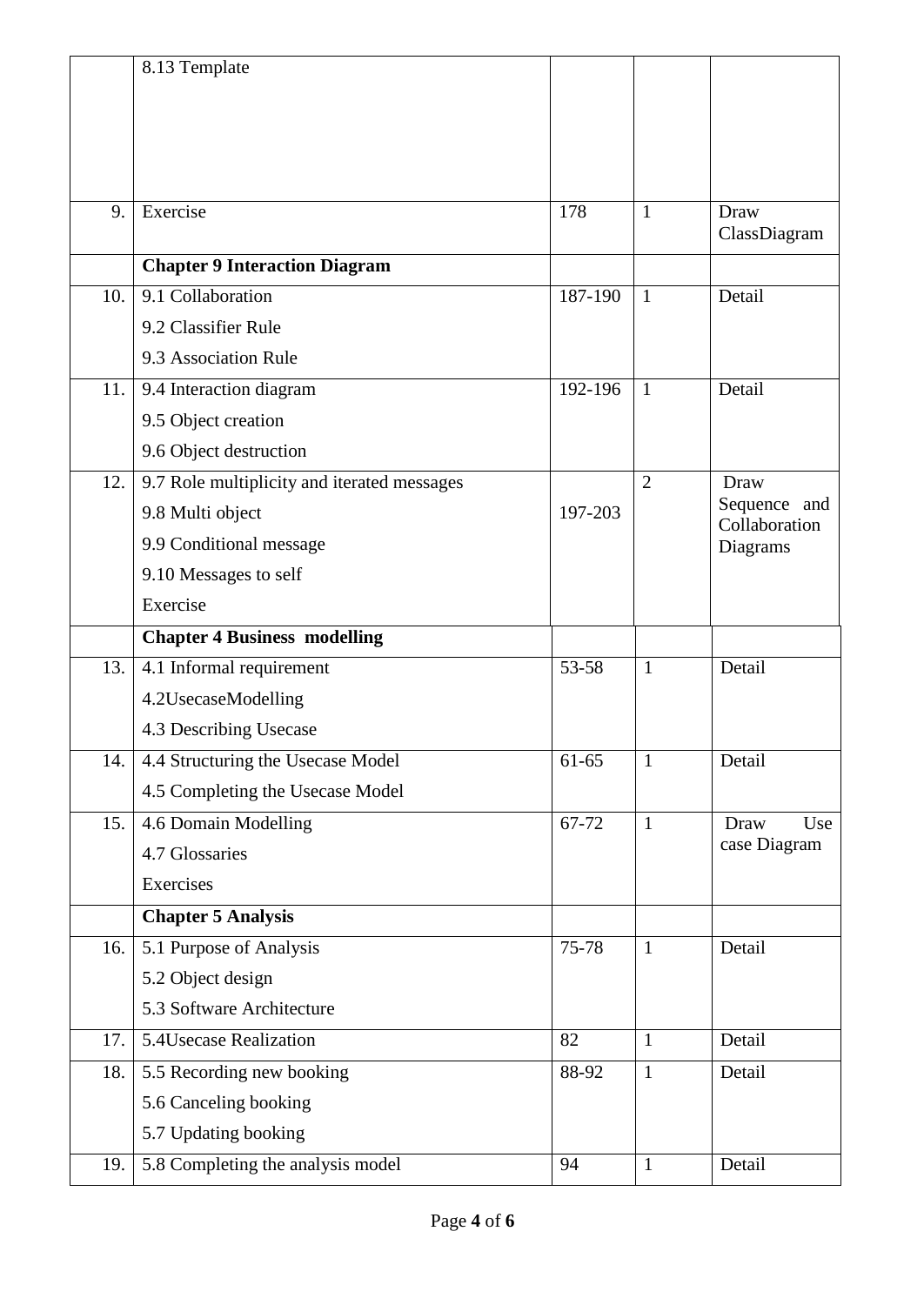| | | | | |
|---|---|---|---|---|
| | 8.13 Template | | | |
| 9. | Exercise | 178 | 1 | Draw ClassDiagram |
| | **Chapter 9 Interaction Diagram** | | | |
| 10. | 9.1 Collaboration<br>9.2 Classifier Rule<br>9.3 Association Rule | 187-190 | 1 | Detail |
| 11. | 9.4 Interaction diagram<br>9.5 Object creation<br>9.6 Object destruction | 192-196 | 1 | Detail |
| 12. | 9.7 Role multiplicity and iterated messages<br>9.8 Multi object<br>9.9 Conditional message<br>9.10 Messages to self<br>Exercise | 197-203 | 2 | Draw Sequence and Collaboration Diagrams |
| | **Chapter 4 Business modelling** | | | |
| 13. | 4.1 Informal requirement<br>4.2UsecaseModelling<br>4.3 Describing Usecase | 53-58 | 1 | Detail |
| 14. | 4.4 Structuring the Usecase Model<br>4.5 Completing the Usecase Model | 61-65 | 1 | Detail |
| 15. | 4.6 Domain Modelling<br>4.7 Glossaries<br>Exercises | 67-72 | 1 | Draw Use case Diagram |
| | **Chapter 5 Analysis** | | | |
| 16. | 5.1 Purpose of Analysis<br>5.2 Object design<br>5.3 Software Architecture | 75-78 | 1 | Detail |
| 17. | 5.4Usecase Realization | 82 | 1 | Detail |
| 18. | 5.5 Recording new booking<br>5.6 Canceling booking<br>5.7 Updating booking | 88-92 | 1 | Detail |
| 19. | 5.8 Completing the analysis model | 94 | 1 | Detail |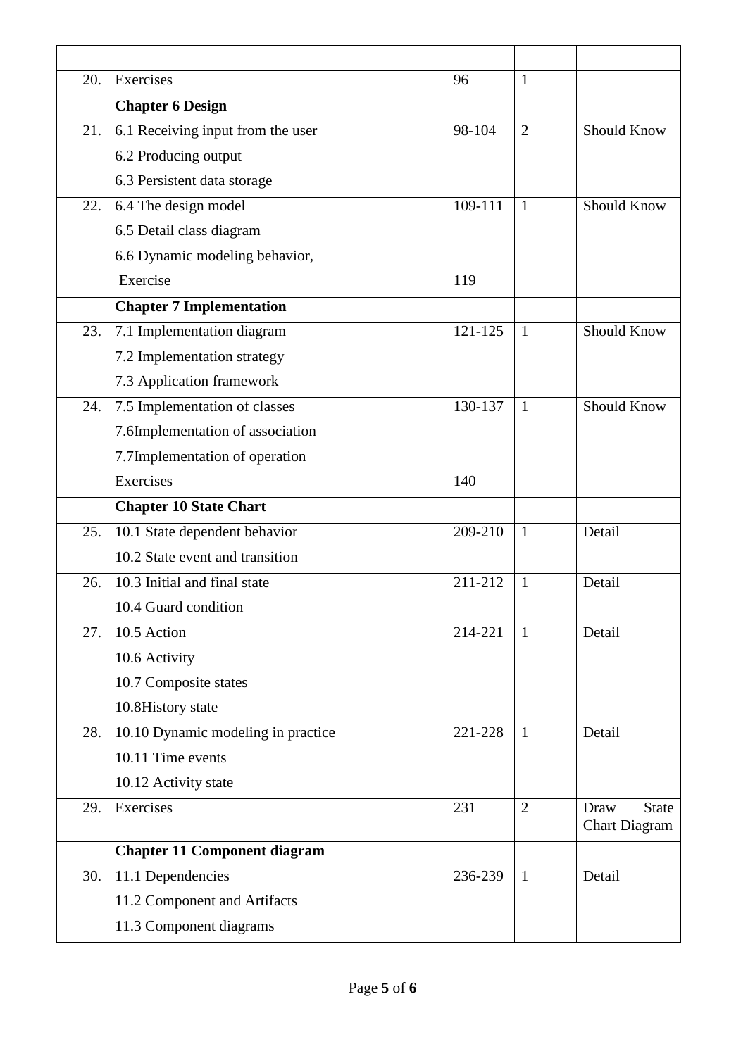| | | | | |
|---|---|---|---|---|
| 20. | Exercises | 96 | 1 | |
| | **Chapter 6 Design** | | | |
| 21. | 6.1 Receiving input from the user<br>6.2 Producing output<br>6.3 Persistent data storage | 98-104 | 2 | Should Know |
| 22. | 6.4 The design model<br>6.5 Detail class diagram<br>6.6 Dynamic modeling behavior,<br>Exercise | 109-111<br><br><br>119 | 1 | Should Know |
| | **Chapter 7 Implementation** | | | |
| 23. | 7.1 Implementation diagram<br>7.2 Implementation strategy<br>7.3 Application framework | 121-125 | 1 | Should Know |
| 24. | 7.5 Implementation of classes<br>7.6Implementation of association<br>7.7Implementation of operation<br>Exercises | 130-137<br><br><br>140 | 1 | Should Know |
| | **Chapter 10 State Chart** | | | |
| 25. | 10.1 State dependent behavior<br>10.2 State event and transition | 209-210 | 1 | Detail |
| 26. | 10.3 Initial and final state<br>10.4 Guard condition | 211-212 | 1 | Detail |
| 27. | 10.5 Action<br>10.6 Activity<br>10.7 Composite states<br>10.8History state | 214-221 | 1 | Detail |
| 28. | 10.10 Dynamic modeling in practice<br>10.11 Time events<br>10.12 Activity state | 221-228 | 1 | Detail |
| 29. | Exercises | 231 | 2 | Draw State Chart Diagram |
| | **Chapter 11 Component diagram** | | | |
| 30. | 11.1 Dependencies<br>11.2 Component and Artifacts<br>11.3 Component diagrams | 236-239 | 1 | Detail |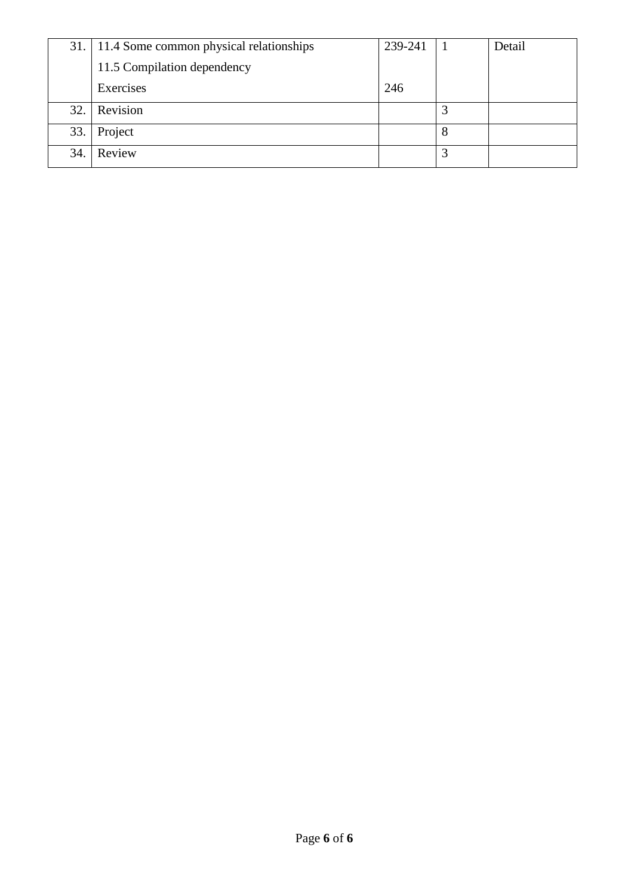| | | | | |
|---|---|---|---|---|
| 31. | 11.4 Some common physical relationships<br>11.5 Compilation dependency<br>Exercises | 239-241<br><br>246 | 1 | Detail |
| 32. | Revision | | 3 | |
| 33. | Project | | 8 | |
| 34. | Review | | 3 | |